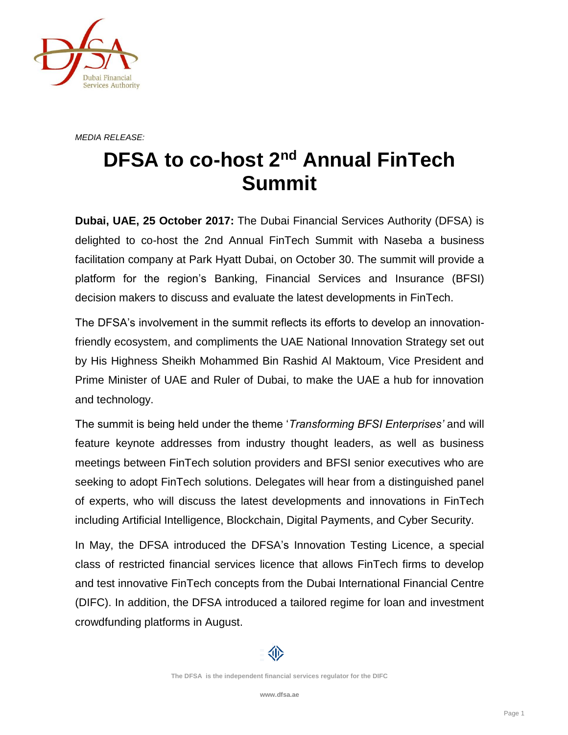*MEDIA RELEASE:*

# DFSA to co-host 2nd Annual FinTech Summit

**Dubai, UAE, 25 October 2017:** The Dubai Financial Services Authority (DFSA) is delighted to co-host the 2nd Annual FinTech Summit with Naseba a business facilitation company at Park Hyatt Dubai, on October 30. The summit will provide a platform for the region's Banking, Financial Services and Insurance (BFSI) decision makers to discuss and evaluate the latest developments in FinTech.

The DFSA's involvement in the summit reflects its efforts to develop an innovation-friendly ecosystem, and compliments the UAE National Innovation Strategy set out by His Highness Sheikh Mohammed Bin Rashid Al Maktoum, Vice President and Prime Minister of UAE and Ruler of Dubai, to make the UAE a hub for innovation and technology.

The summit is being held under the theme '*Transforming BFSI Enterprises'* and will feature keynote addresses from industry thought leaders, as well as business meetings between FinTech solution providers and BFSI senior executives who are seeking to adopt FinTech solutions. Delegates will hear from a distinguished panel of experts, who will discuss the latest developments and innovations in FinTech including Artificial Intelligence, Blockchain, Digital Payments, and Cyber Security.

In May, the DFSA introduced the DFSA's Innovation Testing Licence, a special class of restricted financial services licence that allows FinTech firms to develop and test innovative FinTech concepts from the Dubai International Financial Centre (DIFC). In addition, the DFSA introduced a tailored regime for loan and investment crowdfunding platforms in August.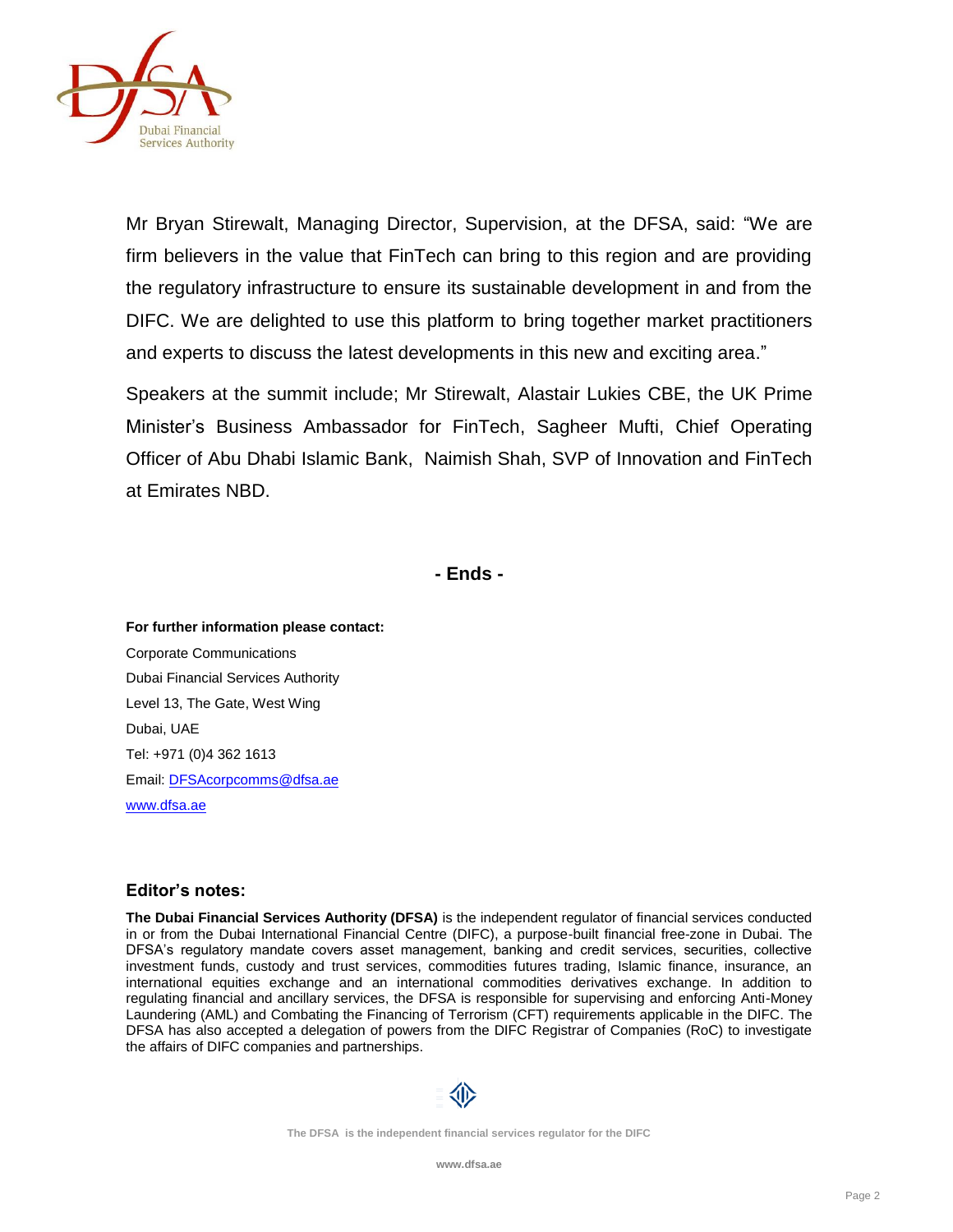Mr Bryan Stirewalt, Managing Director, Supervision, at the DFSA, said: "We are firm believers in the value that FinTech can bring to this region and are providing the regulatory infrastructure to ensure its sustainable development in and from the DIFC. We are delighted to use this platform to bring together market practitioners and experts to discuss the latest developments in this new and exciting area."

Speakers at the summit include; Mr Stirewalt, Alastair Lukies CBE, the UK Prime Minister's Business Ambassador for FinTech, Sagheer Mufti, Chief Operating Officer of Abu Dhabi Islamic Bank, Naimish Shah, SVP of Innovation and FinTech at Emirates NBD.

**- Ends -**

**For further information please contact:**

Corporate Communications
Dubai Financial Services Authority
Level 13, The Gate, West Wing
Dubai, UAE
Tel: +971 (0)4 362 1613
Email: [DFSAcorpcomms@dfsa.ae](mailto:DFSAcorpcomms@dfsa.ae)
[www.dfsa.ae](http://www.dfsa.ae)

## Editor's notes:

**The Dubai Financial Services Authority (DFSA)** is the independent regulator of financial services conducted in or from the Dubai International Financial Centre (DIFC), a purpose-built financial free-zone in Dubai. The DFSA's regulatory mandate covers asset management, banking and credit services, securities, collective investment funds, custody and trust services, commodities futures trading, Islamic finance, insurance, an international equities exchange and an international commodities derivatives exchange. In addition to regulating financial and ancillary services, the DFSA is responsible for supervising and enforcing Anti-Money Laundering (AML) and Combating the Financing of Terrorism (CFT) requirements applicable in the DIFC. The DFSA has also accepted a delegation of powers from the DIFC Registrar of Companies (RoC) to investigate the affairs of DIFC companies and partnerships.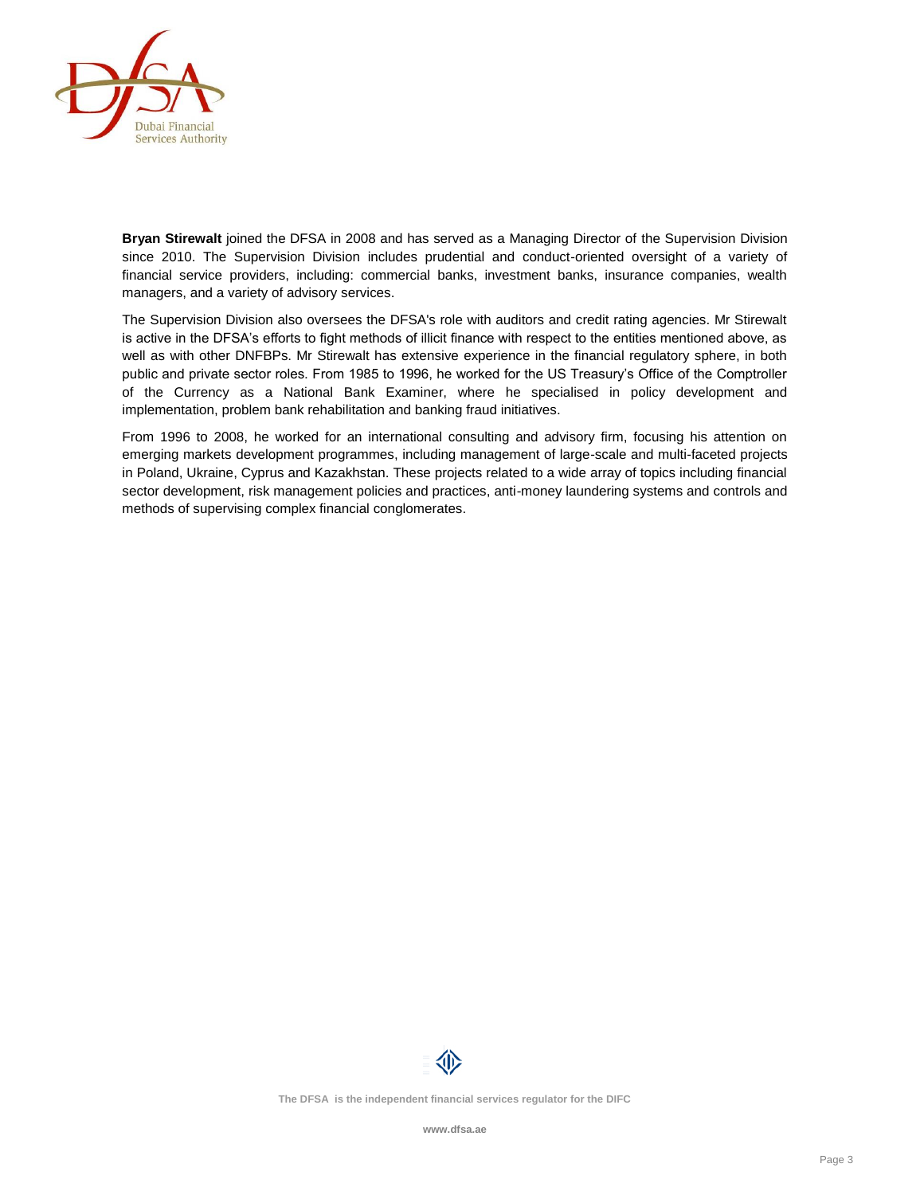**Bryan Stirewalt** joined the DFSA in 2008 and has served as a Managing Director of the Supervision Division since 2010. The Supervision Division includes prudential and conduct-oriented oversight of a variety of financial service providers, including: commercial banks, investment banks, insurance companies, wealth managers, and a variety of advisory services.

The Supervision Division also oversees the DFSA's role with auditors and credit rating agencies. Mr Stirewalt is active in the DFSA's efforts to fight methods of illicit finance with respect to the entities mentioned above, as well as with other DNFBPs. Mr Stirewalt has extensive experience in the financial regulatory sphere, in both public and private sector roles. From 1985 to 1996, he worked for the US Treasury's Office of the Comptroller of the Currency as a National Bank Examiner, where he specialised in policy development and implementation, problem bank rehabilitation and banking fraud initiatives.

From 1996 to 2008, he worked for an international consulting and advisory firm, focusing his attention on emerging markets development programmes, including management of large-scale and multi-faceted projects in Poland, Ukraine, Cyprus and Kazakhstan. These projects related to a wide array of topics including financial sector development, risk management policies and practices, anti-money laundering systems and controls and methods of supervising complex financial conglomerates.